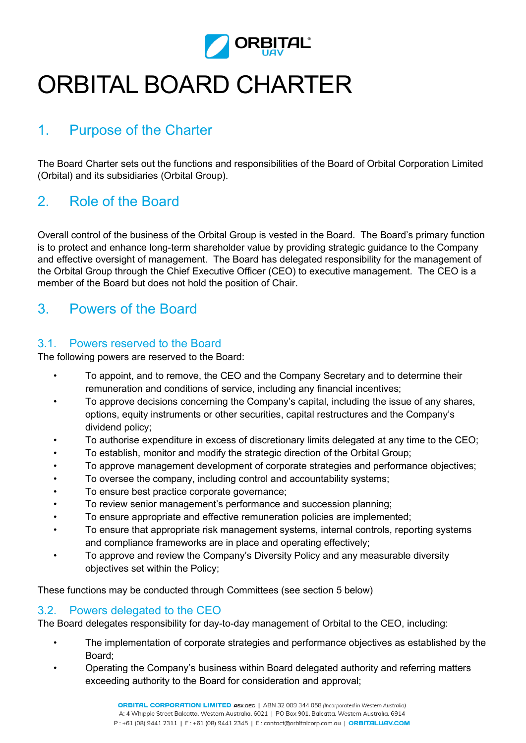# ORBITAL BOARD CHARTER

## 1. Purpose of the Charter

The Board Charter sets out the functions and responsibilities of the Board of Orbital Corporation Limited (Orbital) and its subsidiaries (Orbital Group).

## 2. Role of the Board

Overall control of the business of the Orbital Group is vested in the Board. The Board's primary function is to protect and enhance long-term shareholder value by providing strategic guidance to the Company and effective oversight of management. The Board has delegated responsibility for the management of the Orbital Group through the Chief Executive Officer (CEO) to executive management. The CEO is a member of the Board but does not hold the position of Chair.

## 3. Powers of the Board

### 3.1. Powers reserved to the Board

The following powers are reserved to the Board:

- To appoint, and to remove, the CEO and the Company Secretary and to determine their remuneration and conditions of service, including any financial incentives;
- To approve decisions concerning the Company's capital, including the issue of any shares, options, equity instruments or other securities, capital restructures and the Company's dividend policy;
- To authorise expenditure in excess of discretionary limits delegated at any time to the CEO;
- To establish, monitor and modify the strategic direction of the Orbital Group;
- To approve management development of corporate strategies and performance objectives;
- To oversee the company, including control and accountability systems;
- To ensure best practice corporate governance;
- To review senior management's performance and succession planning;
- To ensure appropriate and effective remuneration policies are implemented;
- To ensure that appropriate risk management systems, internal controls, reporting systems and compliance frameworks are in place and operating effectively;
- To approve and review the Company's Diversity Policy and any measurable diversity objectives set within the Policy;

These functions may be conducted through Committees (see section 5 below)

### 3.2. Powers delegated to the CEO

The Board delegates responsibility for day-to-day management of Orbital to the CEO, including:

- The implementation of corporate strategies and performance objectives as established by the Board;
- Operating the Company's business within Board delegated authority and referring matters exceeding authority to the Board for consideration and approval;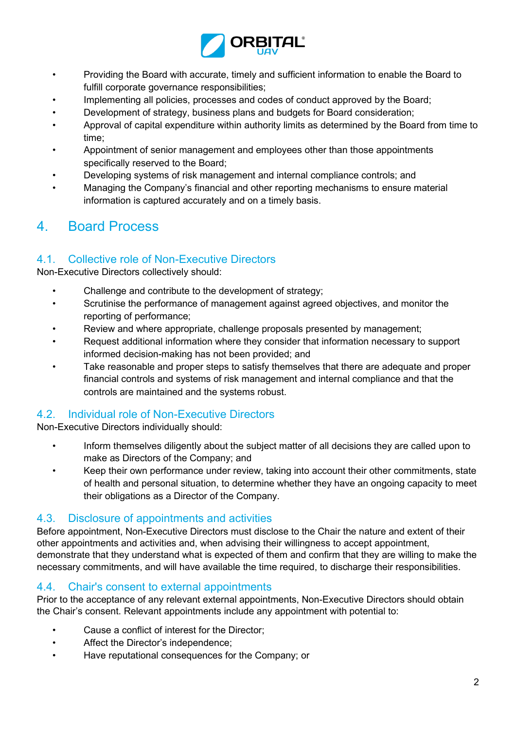- Providing the Board with accurate, timely and sufficient information to enable the Board to fulfill corporate governance responsibilities;
- Implementing all policies, processes and codes of conduct approved by the Board;
- Development of strategy, business plans and budgets for Board consideration;
- Approval of capital expenditure within authority limits as determined by the Board from time to time;
- Appointment of senior management and employees other than those appointments specifically reserved to the Board;
- Developing systems of risk management and internal compliance controls; and
- Managing the Company's financial and other reporting mechanisms to ensure material information is captured accurately and on a timely basis.

# 4. Board Process

## 4.1. Collective role of Non-Executive Directors

Non-Executive Directors collectively should:

- Challenge and contribute to the development of strategy;
- Scrutinise the performance of management against agreed objectives, and monitor the reporting of performance;
- Review and where appropriate, challenge proposals presented by management;
- Request additional information where they consider that information necessary to support informed decision-making has not been provided; and
- Take reasonable and proper steps to satisfy themselves that there are adequate and proper financial controls and systems of risk management and internal compliance and that the controls are maintained and the systems robust.

## 4.2. Individual role of Non-Executive Directors

Non-Executive Directors individually should:

- Inform themselves diligently about the subject matter of all decisions they are called upon to make as Directors of the Company; and
- Keep their own performance under review, taking into account their other commitments, state of health and personal situation, to determine whether they have an ongoing capacity to meet their obligations as a Director of the Company.

## 4.3. Disclosure of appointments and activities

Before appointment, Non-Executive Directors must disclose to the Chair the nature and extent of their other appointments and activities and, when advising their willingness to accept appointment, demonstrate that they understand what is expected of them and confirm that they are willing to make the necessary commitments, and will have available the time required, to discharge their responsibilities.

## 4.4. Chair's consent to external appointments

Prior to the acceptance of any relevant external appointments, Non-Executive Directors should obtain the Chair's consent. Relevant appointments include any appointment with potential to:

- Cause a conflict of interest for the Director;
- Affect the Director's independence;
- Have reputational consequences for the Company; or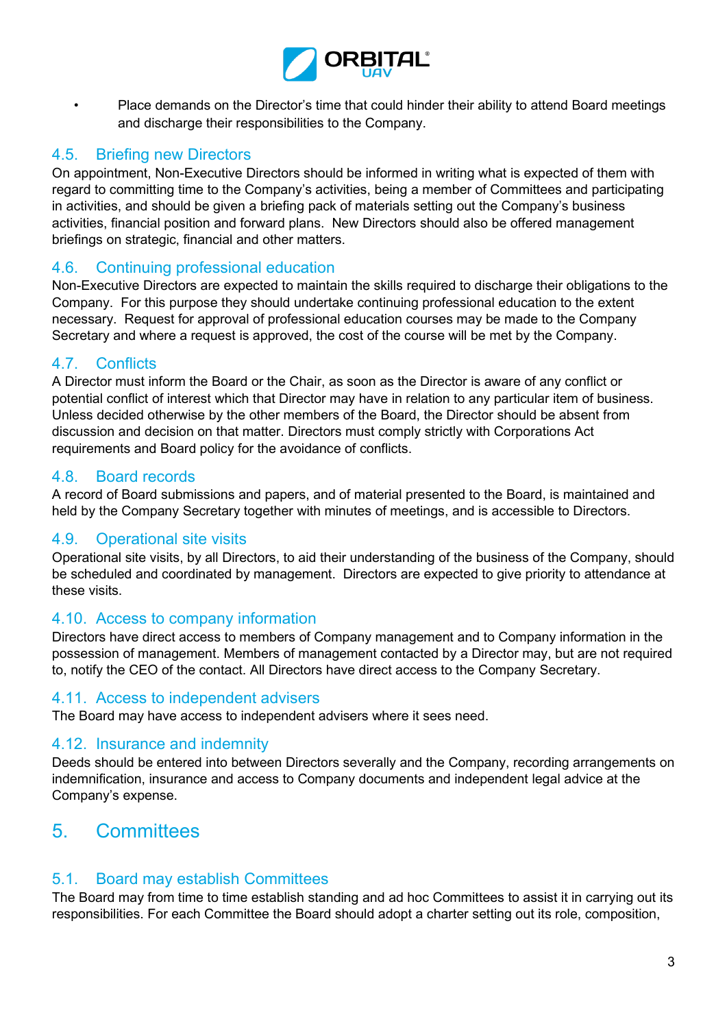- Place demands on the Director's time that could hinder their ability to attend Board meetings and discharge their responsibilities to the Company.

### 4.5. Briefing new Directors

On appointment, Non-Executive Directors should be informed in writing what is expected of them with regard to committing time to the Company's activities, being a member of Committees and participating in activities, and should be given a briefing pack of materials setting out the Company's business activities, financial position and forward plans. New Directors should also be offered management briefings on strategic, financial and other matters.

### 4.6. Continuing professional education

Non-Executive Directors are expected to maintain the skills required to discharge their obligations to the Company. For this purpose they should undertake continuing professional education to the extent necessary. Request for approval of professional education courses may be made to the Company Secretary and where a request is approved, the cost of the course will be met by the Company.

### 4.7. Conflicts

A Director must inform the Board or the Chair, as soon as the Director is aware of any conflict or potential conflict of interest which that Director may have in relation to any particular item of business. Unless decided otherwise by the other members of the Board, the Director should be absent from discussion and decision on that matter. Directors must comply strictly with Corporations Act requirements and Board policy for the avoidance of conflicts.

### 4.8. Board records

A record of Board submissions and papers, and of material presented to the Board, is maintained and held by the Company Secretary together with minutes of meetings, and is accessible to Directors.

### 4.9. Operational site visits

Operational site visits, by all Directors, to aid their understanding of the business of the Company, should be scheduled and coordinated by management. Directors are expected to give priority to attendance at these visits.

### 4.10. Access to company information

Directors have direct access to members of Company management and to Company information in the possession of management. Members of management contacted by a Director may, but are not required to, notify the CEO of the contact. All Directors have direct access to the Company Secretary.

### 4.11. Access to independent advisers

The Board may have access to independent advisers where it sees need.

### 4.12. Insurance and indemnity

Deeds should be entered into between Directors severally and the Company, recording arrangements on indemnification, insurance and access to Company documents and independent legal advice at the Company's expense.

## 5. Committees

### 5.1. Board may establish Committees

The Board may from time to time establish standing and ad hoc Committees to assist it in carrying out its responsibilities. For each Committee the Board should adopt a charter setting out its role, composition,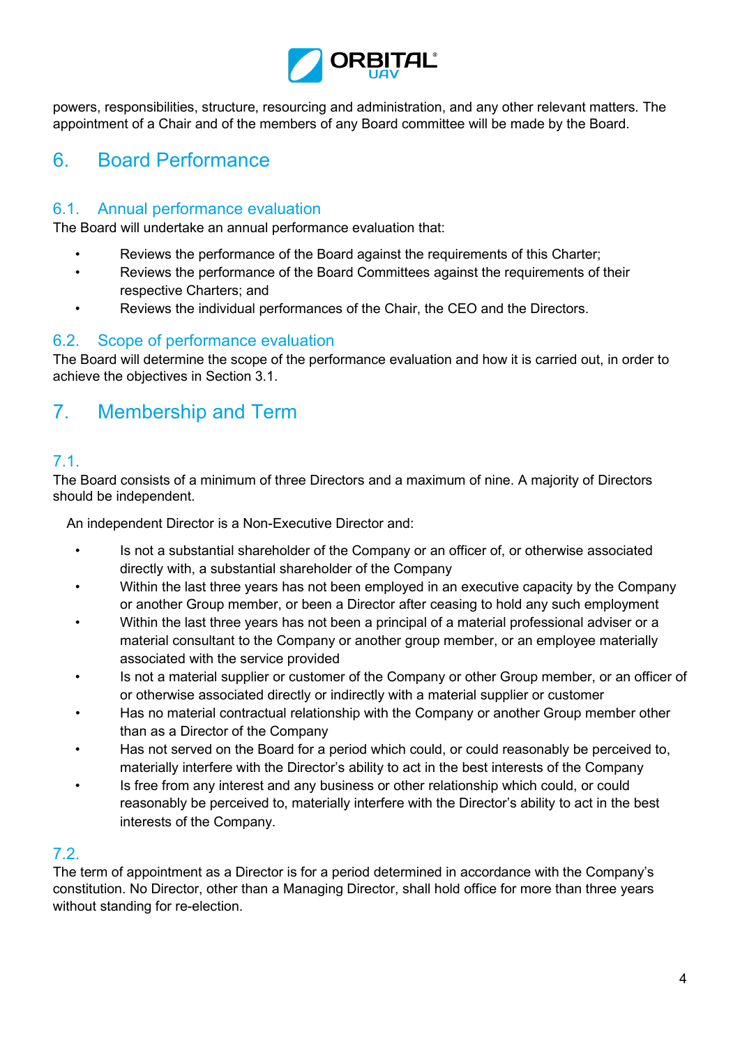powers, responsibilities, structure, resourcing and administration, and any other relevant matters. The appointment of a Chair and of the members of any Board committee will be made by the Board.

# 6. Board Performance

## 6.1. Annual performance evaluation

The Board will undertake an annual performance evaluation that:

- Reviews the performance of the Board against the requirements of this Charter;
- Reviews the performance of the Board Committees against the requirements of their respective Charters; and
- Reviews the individual performances of the Chair, the CEO and the Directors.

## 6.2. Scope of performance evaluation

The Board will determine the scope of the performance evaluation and how it is carried out, in order to achieve the objectives in Section 3.1.

# 7. Membership and Term

## 7.1.

The Board consists of a minimum of three Directors and a maximum of nine. A majority of Directors should be independent.

An independent Director is a Non-Executive Director and:

- Is not a substantial shareholder of the Company or an officer of, or otherwise associated directly with, a substantial shareholder of the Company
- Within the last three years has not been employed in an executive capacity by the Company or another Group member, or been a Director after ceasing to hold any such employment
- Within the last three years has not been a principal of a material professional adviser or a material consultant to the Company or another group member, or an employee materially associated with the service provided
- Is not a material supplier or customer of the Company or other Group member, or an officer of or otherwise associated directly or indirectly with a material supplier or customer
- Has no material contractual relationship with the Company or another Group member other than as a Director of the Company
- Has not served on the Board for a period which could, or could reasonably be perceived to, materially interfere with the Director's ability to act in the best interests of the Company
- Is free from any interest and any business or other relationship which could, or could reasonably be perceived to, materially interfere with the Director's ability to act in the best interests of the Company.

## 7.2.

The term of appointment as a Director is for a period determined in accordance with the Company's constitution. No Director, other than a Managing Director, shall hold office for more than three years without standing for re-election.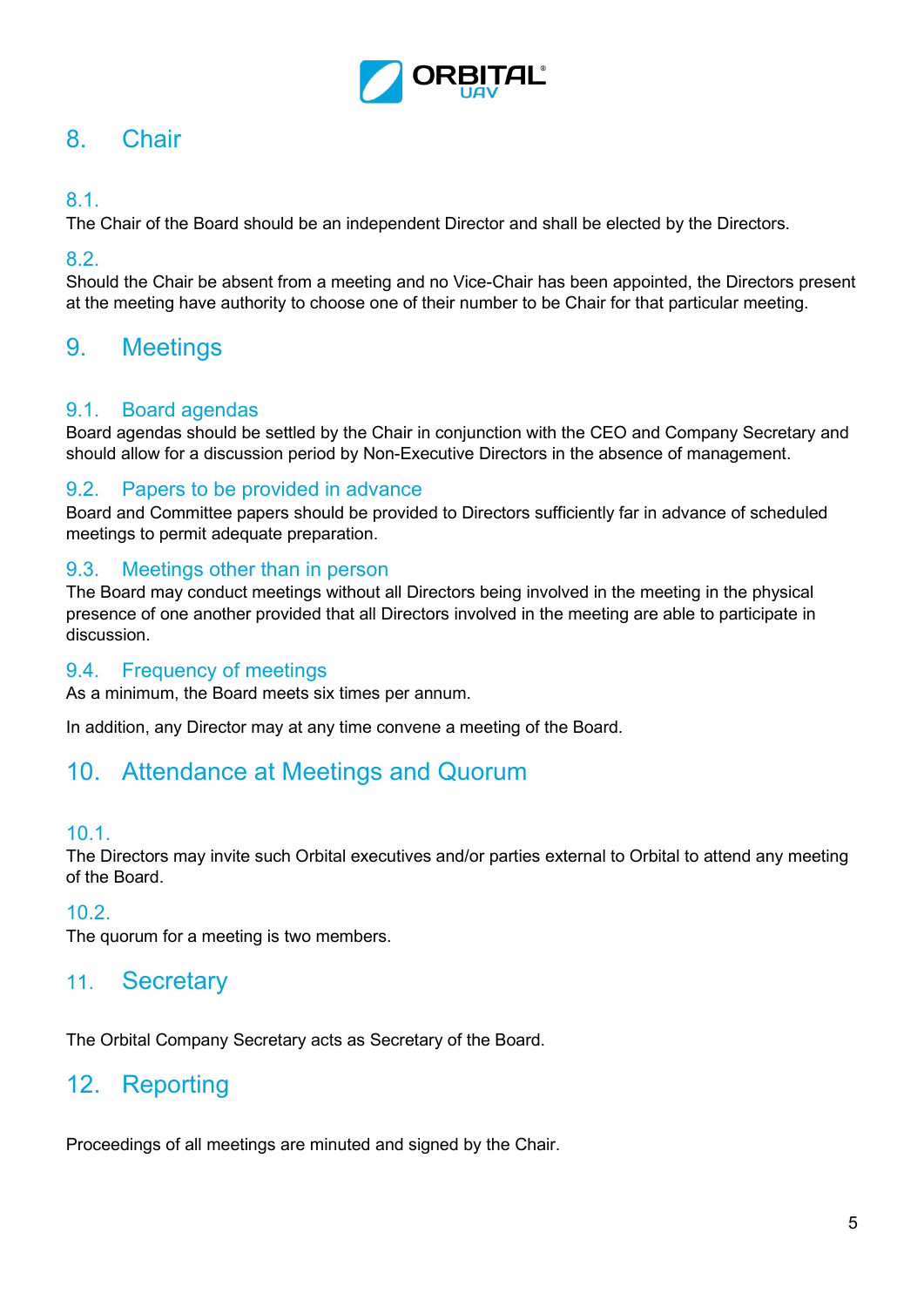## 8. Chair

### 8.1.

The Chair of the Board should be an independent Director and shall be elected by the Directors.

### 8.2.

Should the Chair be absent from a meeting and no Vice-Chair has been appointed, the Directors present at the meeting have authority to choose one of their number to be Chair for that particular meeting.

## 9. Meetings

### 9.1. Board agendas

Board agendas should be settled by the Chair in conjunction with the CEO and Company Secretary and should allow for a discussion period by Non-Executive Directors in the absence of management.

### 9.2. Papers to be provided in advance

Board and Committee papers should be provided to Directors sufficiently far in advance of scheduled meetings to permit adequate preparation.

### 9.3. Meetings other than in person

The Board may conduct meetings without all Directors being involved in the meeting in the physical presence of one another provided that all Directors involved in the meeting are able to participate in discussion.

### 9.4. Frequency of meetings

As a minimum, the Board meets six times per annum.

In addition, any Director may at any time convene a meeting of the Board.

## 10. Attendance at Meetings and Quorum

### 10.1.

The Directors may invite such Orbital executives and/or parties external to Orbital to attend any meeting of the Board.

### 10.2.

The quorum for a meeting is two members.

## 11. Secretary

The Orbital Company Secretary acts as Secretary of the Board.

## 12. Reporting

Proceedings of all meetings are minuted and signed by the Chair.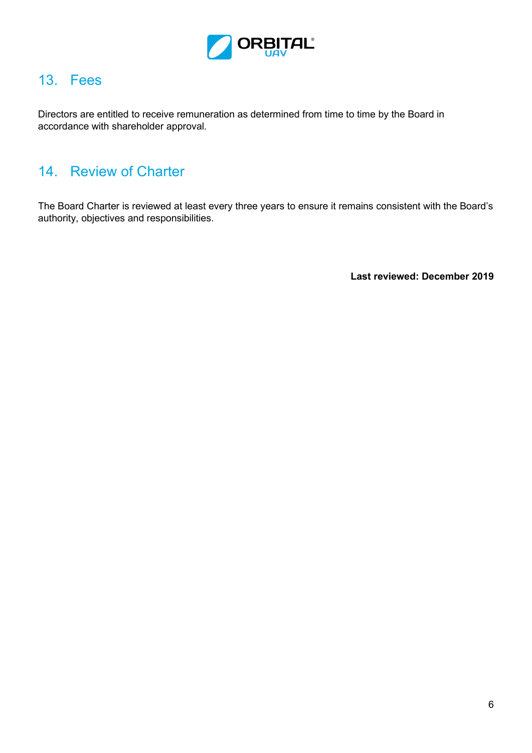## 13. Fees

Directors are entitled to receive remuneration as determined from time to time by the Board in accordance with shareholder approval.

## 14. Review of Charter

The Board Charter is reviewed at least every three years to ensure it remains consistent with the Board's authority, objectives and responsibilities.

**Last reviewed: December 2019**